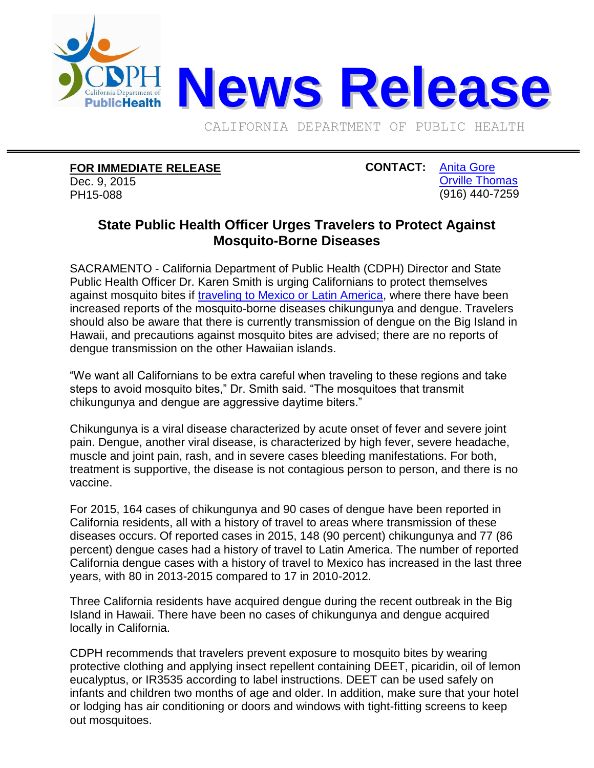# News Release

CALIFORNIA DEPARTMENT OF PUBLIC HEALTH

**FOR IMMEDIATE RELEASE**
Dec. 9, 2015
PH15-088

**CONTACT:** Anita Gore
Orville Thomas
(916) 440-7259

## State Public Health Officer Urges Travelers to Protect Against Mosquito-Borne Diseases

SACRAMENTO - California Department of Public Health (CDPH) Director and State Public Health Officer Dr. Karen Smith is urging Californians to protect themselves against mosquito bites if traveling to Mexico or Latin America, where there have been increased reports of the mosquito-borne diseases chikungunya and dengue. Travelers should also be aware that there is currently transmission of dengue on the Big Island in Hawaii, and precautions against mosquito bites are advised; there are no reports of dengue transmission on the other Hawaiian islands.

"We want all Californians to be extra careful when traveling to these regions and take steps to avoid mosquito bites," Dr. Smith said. "The mosquitoes that transmit chikungunya and dengue are aggressive daytime biters."

Chikungunya is a viral disease characterized by acute onset of fever and severe joint pain. Dengue, another viral disease, is characterized by high fever, severe headache, muscle and joint pain, rash, and in severe cases bleeding manifestations. For both, treatment is supportive, the disease is not contagious person to person, and there is no vaccine.

For 2015, 164 cases of chikungunya and 90 cases of dengue have been reported in California residents, all with a history of travel to areas where transmission of these diseases occurs. Of reported cases in 2015, 148 (90 percent) chikungunya and 77 (86 percent) dengue cases had a history of travel to Latin America. The number of reported California dengue cases with a history of travel to Mexico has increased in the last three years, with 80 in 2013-2015 compared to 17 in 2010-2012.

Three California residents have acquired dengue during the recent outbreak in the Big Island in Hawaii. There have been no cases of chikungunya and dengue acquired locally in California.

CDPH recommends that travelers prevent exposure to mosquito bites by wearing protective clothing and applying insect repellent containing DEET, picaridin, oil of lemon eucalyptus, or IR3535 according to label instructions. DEET can be used safely on infants and children two months of age and older. In addition, make sure that your hotel or lodging has air conditioning or doors and windows with tight-fitting screens to keep out mosquitoes.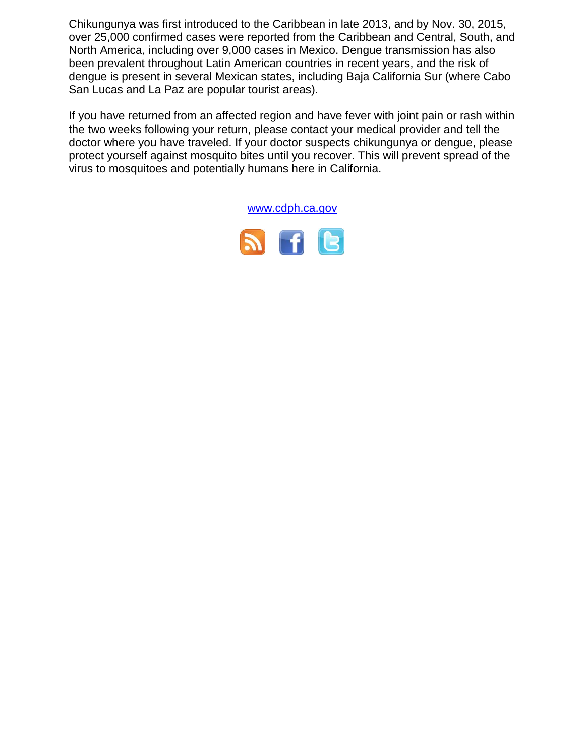Chikungunya was first introduced to the Caribbean in late 2013, and by Nov. 30, 2015, over 25,000 confirmed cases were reported from the Caribbean and Central, South, and North America, including over 9,000 cases in Mexico. Dengue transmission has also been prevalent throughout Latin American countries in recent years, and the risk of dengue is present in several Mexican states, including Baja California Sur (where Cabo San Lucas and La Paz are popular tourist areas).

If you have returned from an affected region and have fever with joint pain or rash within the two weeks following your return, please contact your medical provider and tell the doctor where you have traveled. If your doctor suspects chikungunya or dengue, please protect yourself against mosquito bites until you recover. This will prevent spread of the virus to mosquitoes and potentially humans here in California.

www.cdph.ca.gov